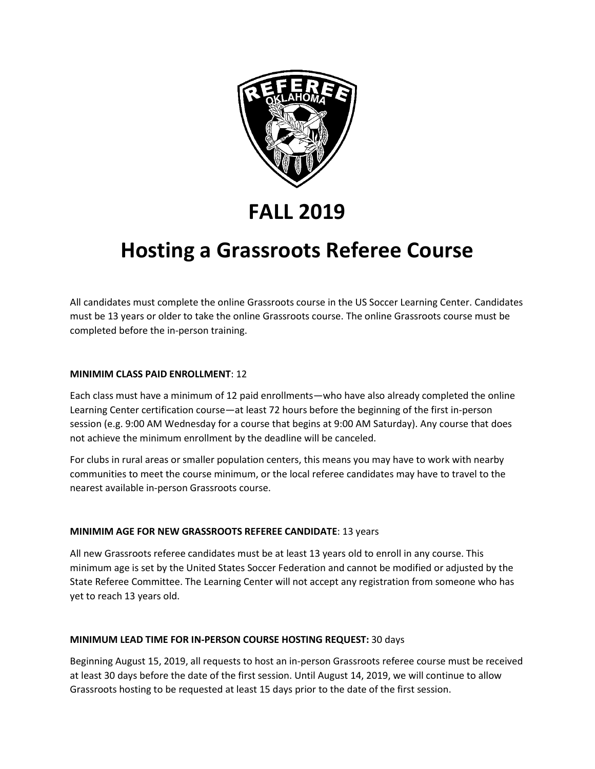# FALL 2019

# Hosting a Grassroots Referee Course

All candidates must complete the online Grassroots course in the US Soccer Learning Center. Candidates must be 13 years or older to take the online Grassroots course. The online Grassroots course must be completed before the in-person training.

**MINIMIM CLASS PAID ENROLLMENT**: 12

Each class must have a minimum of 12 paid enrollments—who have also already completed the online Learning Center certification course—at least 72 hours before the beginning of the first in-person session (e.g. 9:00 AM Wednesday for a course that begins at 9:00 AM Saturday). Any course that does not achieve the minimum enrollment by the deadline will be canceled.

For clubs in rural areas or smaller population centers, this means you may have to work with nearby communities to meet the course minimum, or the local referee candidates may have to travel to the nearest available in-person Grassroots course.

**MINIMIM AGE FOR NEW GRASSROOTS REFEREE CANDIDATE**: 13 years

All new Grassroots referee candidates must be at least 13 years old to enroll in any course. This minimum age is set by the United States Soccer Federation and cannot be modified or adjusted by the State Referee Committee. The Learning Center will not accept any registration from someone who has yet to reach 13 years old.

**MINIMUM LEAD TIME FOR IN-PERSON COURSE HOSTING REQUEST:** 30 days

Beginning August 15, 2019, all requests to host an in-person Grassroots referee course must be received at least 30 days before the date of the first session. Until August 14, 2019, we will continue to allow Grassroots hosting to be requested at least 15 days prior to the date of the first session.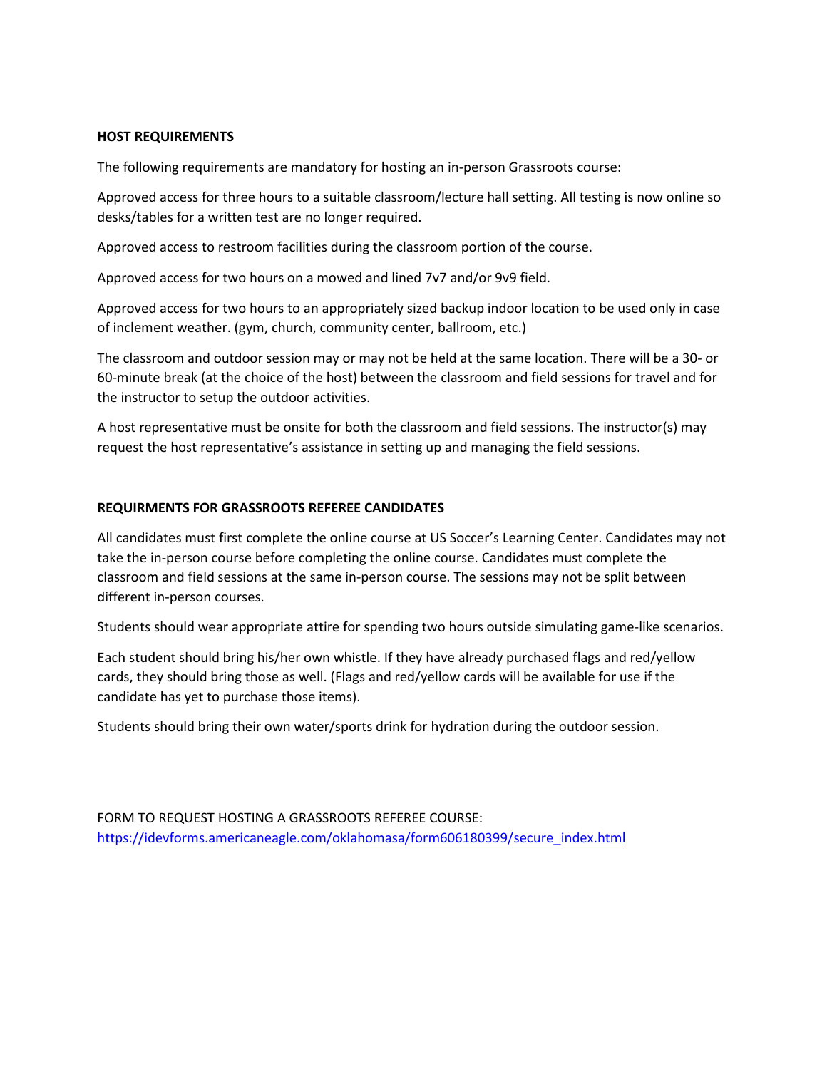**HOST REQUIREMENTS**

The following requirements are mandatory for hosting an in-person Grassroots course:

Approved access for three hours to a suitable classroom/lecture hall setting. All testing is now online so desks/tables for a written test are no longer required.

Approved access to restroom facilities during the classroom portion of the course.

Approved access for two hours on a mowed and lined 7v7 and/or 9v9 field.

Approved access for two hours to an appropriately sized backup indoor location to be used only in case of inclement weather. (gym, church, community center, ballroom, etc.)

The classroom and outdoor session may or may not be held at the same location. There will be a 30- or 60-minute break (at the choice of the host) between the classroom and field sessions for travel and for the instructor to setup the outdoor activities.

A host representative must be onsite for both the classroom and field sessions. The instructor(s) may request the host representative's assistance in setting up and managing the field sessions.

**REQUIRMENTS FOR GRASSROOTS REFEREE CANDIDATES**

All candidates must first complete the online course at US Soccer's Learning Center. Candidates may not take the in-person course before completing the online course. Candidates must complete the classroom and field sessions at the same in-person course. The sessions may not be split between different in-person courses.

Students should wear appropriate attire for spending two hours outside simulating game-like scenarios.

Each student should bring his/her own whistle. If they have already purchased flags and red/yellow cards, they should bring those as well. (Flags and red/yellow cards will be available for use if the candidate has yet to purchase those items).

Students should bring their own water/sports drink for hydration during the outdoor session.

FORM TO REQUEST HOSTING A GRASSROOTS REFEREE COURSE:
https://idevforms.americaneagle.com/oklahomasa/form606180399/secure_index.html